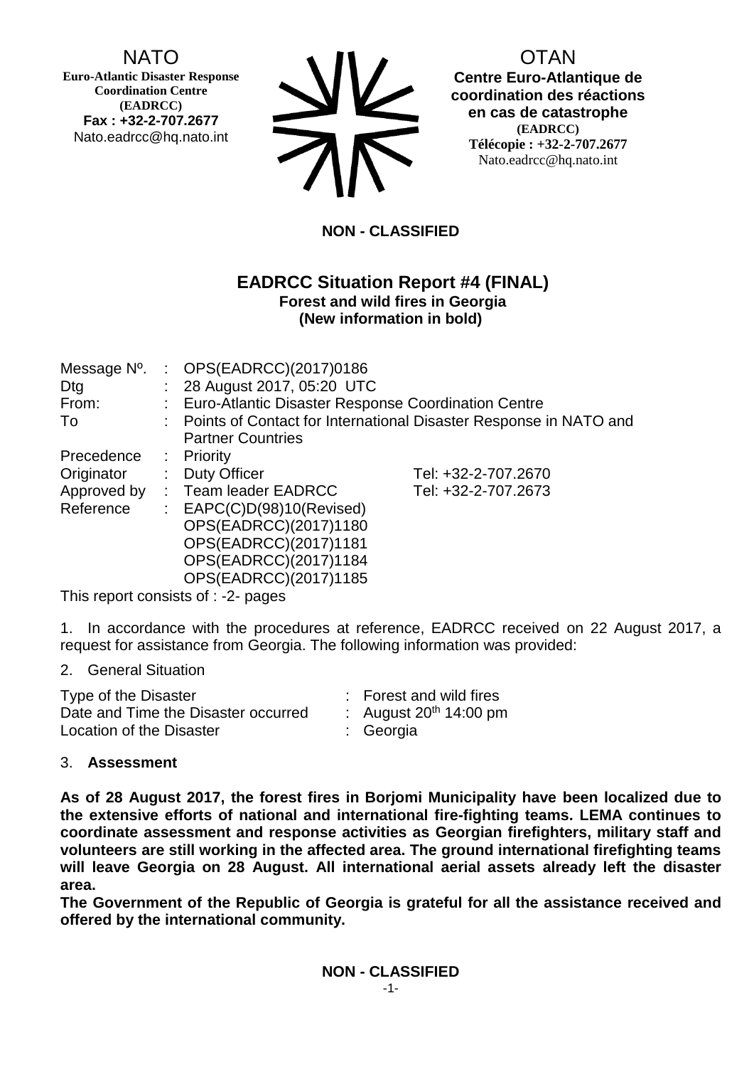NATO
**Euro-Atlantic Disaster Response Coordination Centre (EADRCC)**
**Fax : +32-2-707.2677**
Nato.eadrcc@hq.nato.int

OTAN
**Centre Euro-Atlantique de coordination des réactions en cas de catastrophe**
**(EADRCC)**
**Télécopie : +32-2-707.2677**
Nato.eadrcc@hq.nato.int

**NON - CLASSIFIED**

## EADRCC Situation Report #4 (FINAL)

**Forest and wild fires in Georgia**
**(New information in bold)**

| | | | |
|---|---|---|---|
| Message Nº. | : | OPS(EADRCC)(2017)0186 | |
| Dtg | : | 28 August 2017, 05:20 UTC | |
| From: | : | Euro-Atlantic Disaster Response Coordination Centre | |
| To | : | Points of Contact for International Disaster Response in NATO and Partner Countries | |
| Precedence | : | Priority | |
| Originator | : | Duty Officer | Tel: +32-2-707.2670 |
| Approved by | : | Team leader EADRCC | Tel: +32-2-707.2673 |
| Reference | : | EAPC(C)D(98)10(Revised)<br>OPS(EADRCC)(2017)1180<br>OPS(EADRCC)(2017)1181<br>OPS(EADRCC)(2017)1184<br>OPS(EADRCC)(2017)1185 | |

This report consists of : -2- pages

1. In accordance with the procedures at reference, EADRCC received on 22 August 2017, a request for assistance from Georgia. The following information was provided:

2. General Situation

| | | |
|---|---|---|
| Type of the Disaster | : | Forest and wild fires |
| Date and Time the Disaster occurred | : | August 20th 14:00 pm |
| Location of the Disaster | : | Georgia |

3. **Assessment**

**As of 28 August 2017, the forest fires in Borjomi Municipality have been localized due to the extensive efforts of national and international fire-fighting teams. LEMA continues to coordinate assessment and response activities as Georgian firefighters, military staff and volunteers are still working in the affected area. The ground international firefighting teams will leave Georgia on 28 August. All international aerial assets already left the disaster area.**

**The Government of the Republic of Georgia is grateful for all the assistance received and offered by the international community.**

**NON - CLASSIFIED**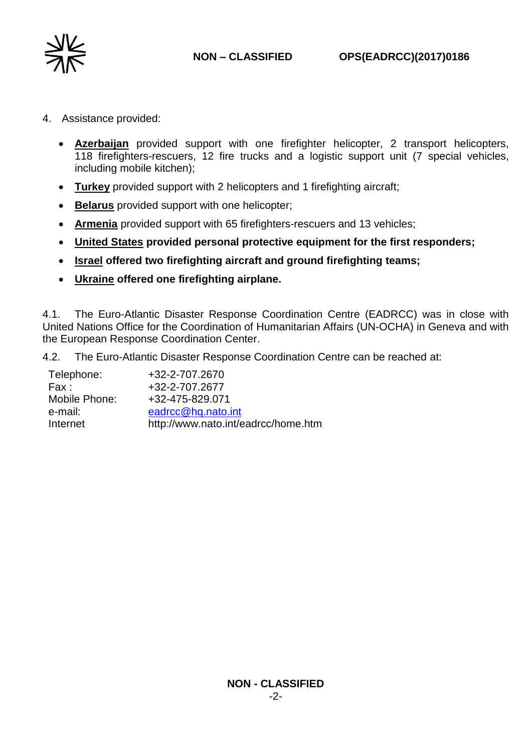4. Assistance provided:

- **Azerbaijan** provided support with one firefighter helicopter, 2 transport helicopters, 118 firefighters-rescuers, 12 fire trucks and a logistic support unit (7 special vehicles, including mobile kitchen);
- **Turkey** provided support with 2 helicopters and 1 firefighting aircraft;
- **Belarus** provided support with one helicopter;
- **Armenia** provided support with 65 firefighters-rescuers and 13 vehicles;
- **United States provided personal protective equipment for the first responders;**
- **Israel offered two firefighting aircraft and ground firefighting teams;**
- **Ukraine offered one firefighting airplane.**

4.1. The Euro-Atlantic Disaster Response Coordination Centre (EADRCC) was in close with United Nations Office for the Coordination of Humanitarian Affairs (UN-OCHA) in Geneva and with the European Response Coordination Center.

4.2. The Euro-Atlantic Disaster Response Coordination Centre can be reached at:

| | |
|---|---|
| Telephone: | +32-2-707.2670 |
| Fax : | +32-2-707.2677 |
| Mobile Phone: | +32-475-829.071 |
| e-mail: | eadrcc@hq.nato.int |
| Internet | http://www.nato.int/eadrcc/home.htm |